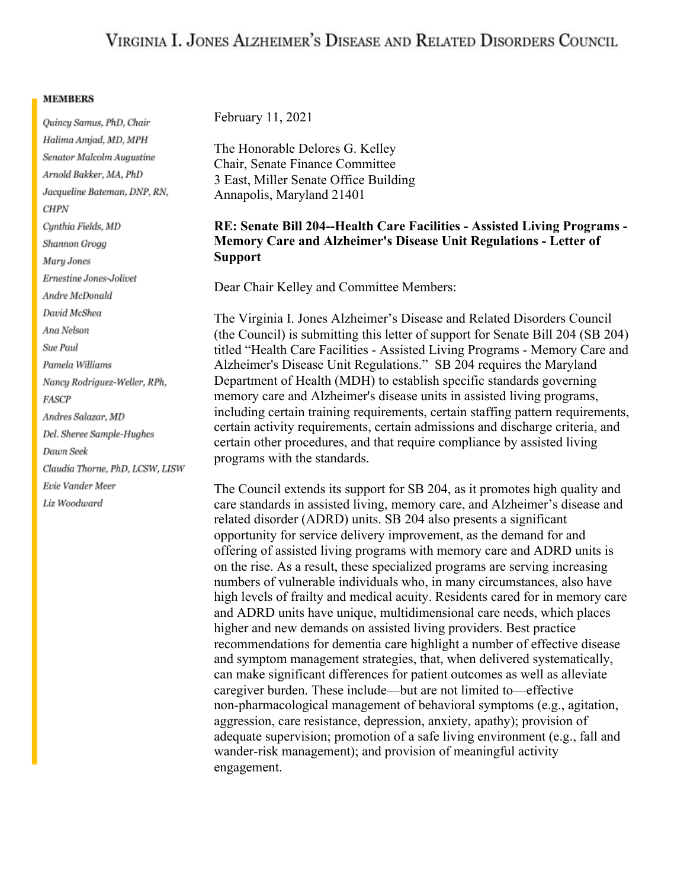# Virginia I. Jones Alzheimer's Disease and Related Disorders Council

**MEMBERS**

*Quincy Samus, PhD, Chair*
*Halima Amjad, MD, MPH*
*Senator Malcolm Augustine*
*Arnold Bakker, MA, PhD*
*Jacqueline Bateman, DNP, RN, CHPN*
*Cynthia Fields, MD*
*Shannon Grogg*
*Mary Jones*
*Ernestine Jones-Jolivet*
*Andre McDonald*
*David McShea*
*Ana Nelson*
*Sue Paul*
*Pamela Williams*
*Nancy Rodriguez-Weller, RPh, FASCP*
*Andres Salazar, MD*
*Del. Sheree Sample-Hughes*
*Dawn Seek*
*Claudia Thorne, PhD, LCSW, LISW*
*Evie Vander Meer*
*Liz Woodward*

February 11, 2021

The Honorable Delores G. Kelley
Chair, Senate Finance Committee
3 East, Miller Senate Office Building
Annapolis, Maryland 21401

**RE: Senate Bill 204--Health Care Facilities - Assisted Living Programs - Memory Care and Alzheimer's Disease Unit Regulations - Letter of Support**

Dear Chair Kelley and Committee Members:

The Virginia I. Jones Alzheimer's Disease and Related Disorders Council (the Council) is submitting this letter of support for Senate Bill 204 (SB 204) titled "Health Care Facilities - Assisted Living Programs - Memory Care and Alzheimer's Disease Unit Regulations." SB 204 requires the Maryland Department of Health (MDH) to establish specific standards governing memory care and Alzheimer's disease units in assisted living programs, including certain training requirements, certain staffing pattern requirements, certain activity requirements, certain admissions and discharge criteria, and certain other procedures, and that require compliance by assisted living programs with the standards.

The Council extends its support for SB 204, as it promotes high quality and care standards in assisted living, memory care, and Alzheimer's disease and related disorder (ADRD) units. SB 204 also presents a significant opportunity for service delivery improvement, as the demand for and offering of assisted living programs with memory care and ADRD units is on the rise. As a result, these specialized programs are serving increasing numbers of vulnerable individuals who, in many circumstances, also have high levels of frailty and medical acuity. Residents cared for in memory care and ADRD units have unique, multidimensional care needs, which places higher and new demands on assisted living providers. Best practice recommendations for dementia care highlight a number of effective disease and symptom management strategies, that, when delivered systematically, can make significant differences for patient outcomes as well as alleviate caregiver burden. These include—but are not limited to—effective non-pharmacological management of behavioral symptoms (e.g., agitation, aggression, care resistance, depression, anxiety, apathy); provision of adequate supervision; promotion of a safe living environment (e.g., fall and wander-risk management); and provision of meaningful activity engagement.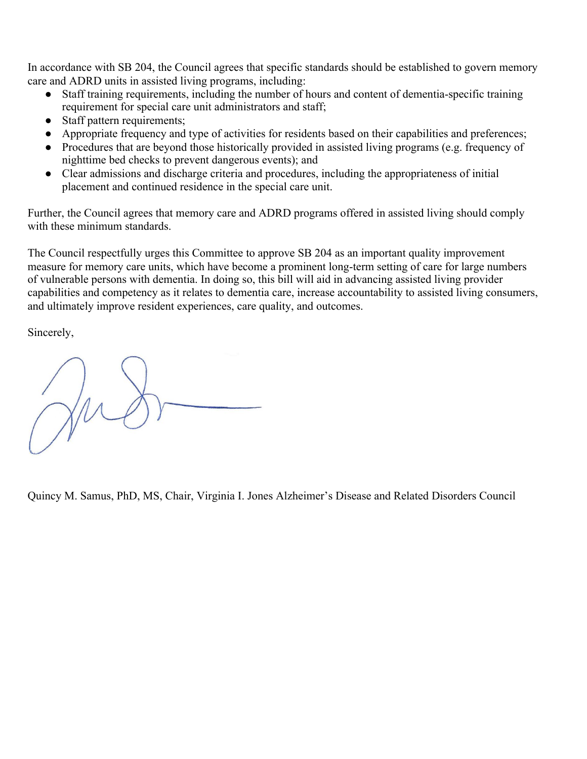In accordance with SB 204, the Council agrees that specific standards should be established to govern memory care and ADRD units in assisted living programs, including:

- Staff training requirements, including the number of hours and content of dementia-specific training requirement for special care unit administrators and staff;
- Staff pattern requirements;
- Appropriate frequency and type of activities for residents based on their capabilities and preferences;
- Procedures that are beyond those historically provided in assisted living programs (e.g. frequency of nighttime bed checks to prevent dangerous events); and
- Clear admissions and discharge criteria and procedures, including the appropriateness of initial placement and continued residence in the special care unit.

Further, the Council agrees that memory care and ADRD programs offered in assisted living should comply with these minimum standards.

The Council respectfully urges this Committee to approve SB 204 as an important quality improvement measure for memory care units, which have become a prominent long-term setting of care for large numbers of vulnerable persons with dementia. In doing so, this bill will aid in advancing assisted living provider capabilities and competency as it relates to dementia care, increase accountability to assisted living consumers, and ultimately improve resident experiences, care quality, and outcomes.

Sincerely,

Quincy M. Samus, PhD, MS, Chair, Virginia I. Jones Alzheimer's Disease and Related Disorders Council